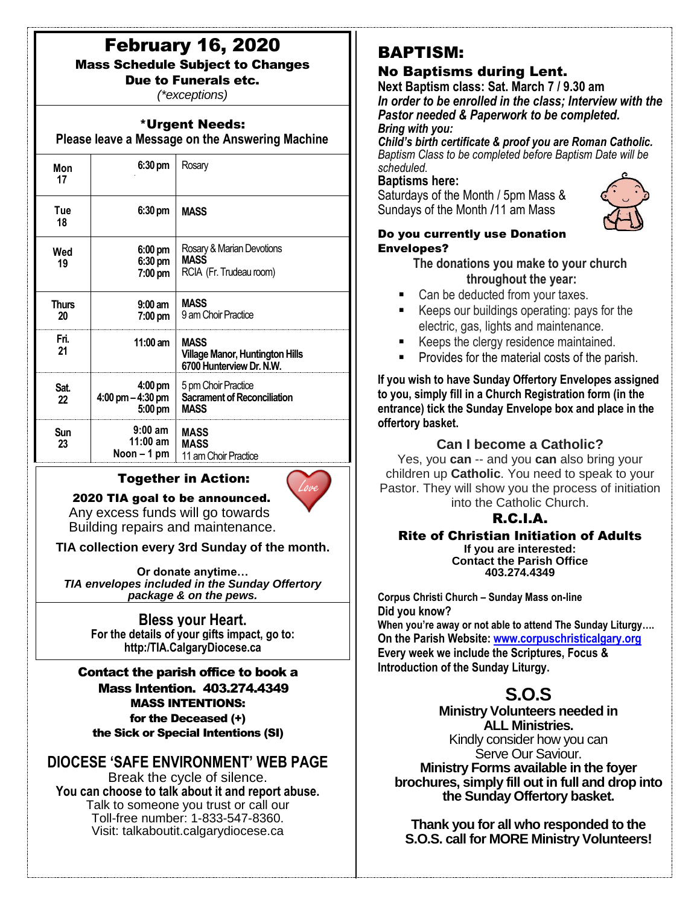# February 16, 2020

**Mass Schedule Subject to Changes Due to Funerals etc.**

*(\*exceptions)*

**\*Urgent Needs:**
**Please leave a Message on the Answering Machine**

| | | |
|---|---|---|
| Mon 17 | 6:30 pm | Rosary |
| Tue 18 | 6:30 pm | **MASS** |
| Wed 19 | 6:00 pm<br>6:30 pm<br>7:00 pm | Rosary & Marian Devotions<br>**MASS**<br>RCIA (Fr. Trudeau room) |
| Thurs 20 | 9:00 am<br>7:00 pm | **MASS**<br>9 am Choir Practice |
| Fri. 21 | 11:00 am | **MASS**<br>**Village Manor, Huntington Hills**<br>**6700 Hunterview Dr. N.W.** |
| Sat. 22 | 4:00 pm<br>4:00 pm – 4:30 pm<br>5:00 pm | 5 pm Choir Practice<br>**Sacrament of Reconciliation**<br>**MASS** |
| Sun 23 | 9:00 am<br>11:00 am<br>Noon – 1 pm | **MASS**<br>**MASS**<br>11 am Choir Practice |

## Together in Action:

**2020 TIA goal to be announced.**
Any excess funds will go towards Building repairs and maintenance.

**TIA collection every 3rd Sunday of the month.**

**Or donate anytime…**
***TIA envelopes included in the Sunday Offertory package & on the pews.***

## Bless your Heart.

**For the details of your gifts impact, go to:**
**http:/TIA.CalgaryDiocese.ca**

**Contact the parish office to book a Mass Intention. 403.274.4349**
**MASS INTENTIONS:**
**for the Deceased (+)**
**the Sick or Special Intentions (SI)**

## DIOCESE 'SAFE ENVIRONMENT' WEB PAGE

Break the cycle of silence.
**You can choose to talk about it and report abuse.**
Talk to someone you trust or call our Toll-free number: 1-833-547-8360.
Visit: talkaboutit.calgarydiocese.ca

# BAPTISM:

## No Baptisms during Lent.

**Next Baptism class: Sat. March 7 / 9.30 am**
***In order to be enrolled in the class; Interview with the Pastor needed & Paperwork to be completed.***
***Bring with you:***
***Child's birth certificate & proof you are Roman Catholic.***
*Baptism Class to be completed before Baptism Date will be scheduled.*

**Baptisms here:**
Saturdays of the Month / 5pm Mass &
Sundays of the Month /11 am Mass

**Do you currently use Donation Envelopes?**

**The donations you make to your church throughout the year:**

- Can be deducted from your taxes.
- Keeps our buildings operating: pays for the electric, gas, lights and maintenance.
- Keeps the clergy residence maintained.
- Provides for the material costs of the parish.

**If you wish to have Sunday Offertory Envelopes assigned to you, simply fill in a Church Registration form (in the entrance) tick the Sunday Envelope box and place in the offertory basket.**

## Can I become a Catholic?

Yes, you **can** -- and you **can** also bring your children up **Catholic**. You need to speak to your Pastor. They will show you the process of initiation into the Catholic Church.

## R.C.I.A.

**Rite of Christian Initiation of Adults**
**If you are interested:**
**Contact the Parish Office**
**403.274.4349**

**Corpus Christi Church – Sunday Mass on-line**
**Did you know?**
**When you're away or not able to attend The Sunday Liturgy….**
**On the Parish Website: www.corpuschristicalgary.org**
**Every week we include the Scriptures, Focus & Introduction of the Sunday Liturgy.**

# S.O.S

**Ministry Volunteers needed in ALL Ministries.**
Kindly consider how you can Serve Our Saviour.
**Ministry Forms available in the foyer brochures, simply fill out in full and drop into the Sunday Offertory basket.**

**Thank you for all who responded to the S.O.S. call for MORE Ministry Volunteers!**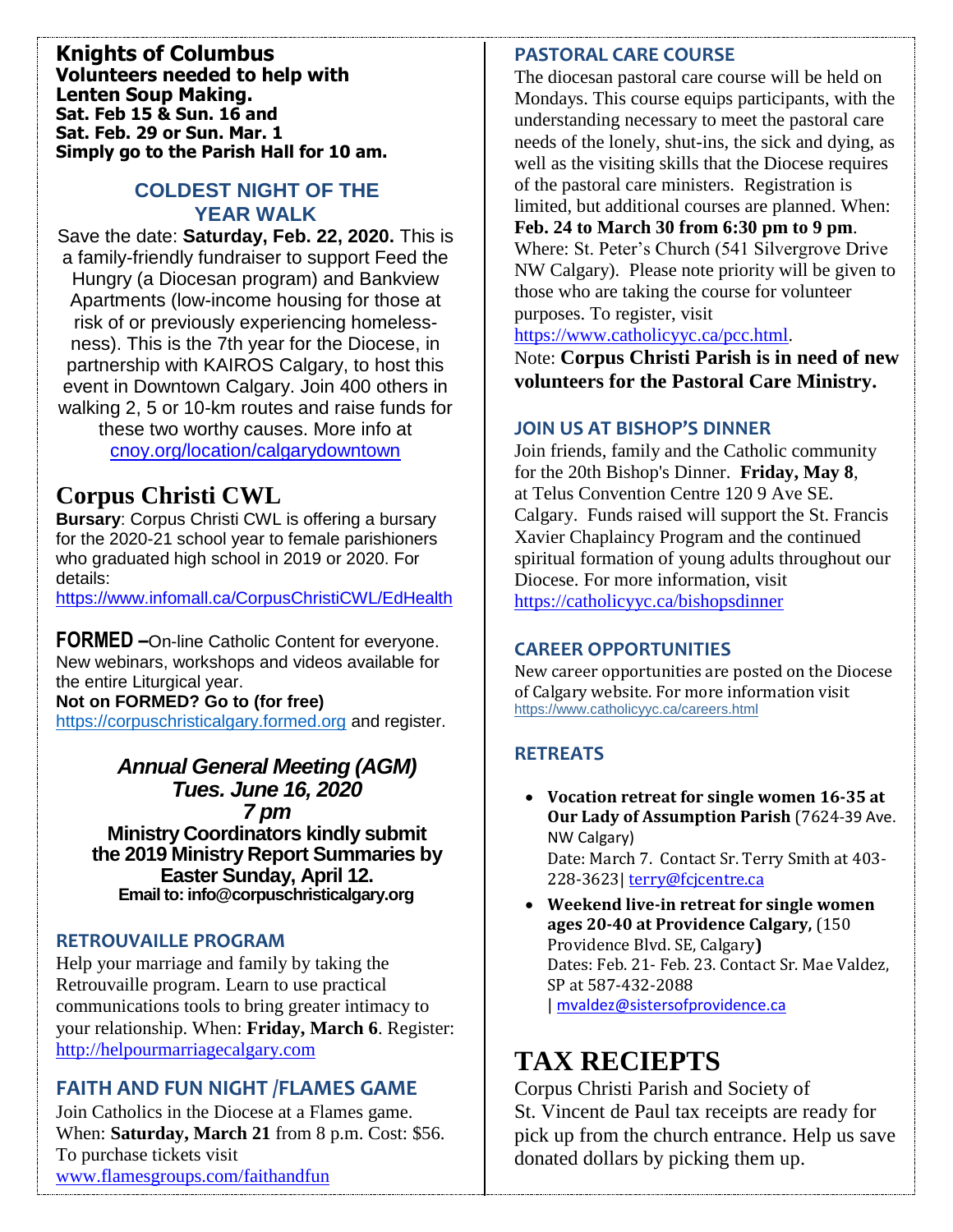## Knights of Columbus

**Volunteers needed to help with Lenten Soup Making.**
**Sat. Feb 15 & Sun. 16 and**
**Sat. Feb. 29 or Sun. Mar. 1**
**Simply go to the Parish Hall for 10 am.**

## COLDEST NIGHT OF THE YEAR WALK

Save the date: **Saturday, Feb. 22, 2020.** This is a family-friendly fundraiser to support Feed the Hungry (a Diocesan program) and Bankview Apartments (low-income housing for those at risk of or previously experiencing homelessness). This is the 7th year for the Diocese, in partnership with KAIROS Calgary, to host this event in Downtown Calgary. Join 400 others in walking 2, 5 or 10-km routes and raise funds for these two worthy causes. More info at cnoy.org/location/calgarydowntown

## Corpus Christi CWL

**Bursary**: Corpus Christi CWL is offering a bursary for the 2020-21 school year to female parishioners who graduated high school in 2019 or 2020. For details:
https://www.infomall.ca/CorpusChristiCWL/EdHealth

**FORMED** –On-line Catholic Content for everyone. New webinars, workshops and videos available for the entire Liturgical year.
**Not on FORMED? Go to (for free)**
https://corpuschristicalgary.formed.org and register.

***Annual General Meeting (AGM)***
***Tues. June 16, 2020***
***7 pm***
**Ministry Coordinators kindly submit the 2019 Ministry Report Summaries by Easter Sunday, April 12.**
**Email to: info@corpuschristicalgary.org**

## RETROUVAILLE PROGRAM

Help your marriage and family by taking the Retrouvaille program. Learn to use practical communications tools to bring greater intimacy to your relationship. When: **Friday, March 6**. Register: http://helpourmarriagecalgary.com

## FAITH AND FUN NIGHT /FLAMES GAME

Join Catholics in the Diocese at a Flames game. When: **Saturday, March 21** from 8 p.m. Cost: $56. To purchase tickets visit www.flamesgroups.com/faithandfun

## PASTORAL CARE COURSE

The diocesan pastoral care course will be held on Mondays. This course equips participants, with the understanding necessary to meet the pastoral care needs of the lonely, shut-ins, the sick and dying, as well as the visiting skills that the Diocese requires of the pastoral care ministers. Registration is limited, but additional courses are planned. When: **Feb. 24 to March 30 from 6:30 pm to 9 pm**. Where: St. Peter's Church (541 Silvergrove Drive NW Calgary). Please note priority will be given to those who are taking the course for volunteer purposes. To register, visit https://www.catholicyyc.ca/pcc.html.

Note: **Corpus Christi Parish is in need of new volunteers for the Pastoral Care Ministry.**

## JOIN US AT BISHOP'S DINNER

Join friends, family and the Catholic community for the 20th Bishop's Dinner. **Friday, May 8**, at Telus Convention Centre 120 9 Ave SE. Calgary. Funds raised will support the St. Francis Xavier Chaplaincy Program and the continued spiritual formation of young adults throughout our Diocese. For more information, visit https://catholicyyc.ca/bishopsdinner

## CAREER OPPORTUNITIES

New career opportunities are posted on the Diocese of Calgary website. For more information visit https://www.catholicyyc.ca/careers.html

## RETREATS

- **Vocation retreat for single women 16-35 at Our Lady of Assumption Parish** (7624-39 Ave. NW Calgary)
  Date: March 7. Contact Sr. Terry Smith at 403-228-3623| terry@fcjcentre.ca
- **Weekend live-in retreat for single women ages 20-40 at Providence Calgary,** (150 Providence Blvd. SE, Calgary**)**
  Dates: Feb. 21- Feb. 23. Contact Sr. Mae Valdez, SP at 587-432-2088 | mvaldez@sistersofprovidence.ca

# TAX RECIEPTS

Corpus Christi Parish and Society of St. Vincent de Paul tax receipts are ready for pick up from the church entrance. Help us save donated dollars by picking them up.